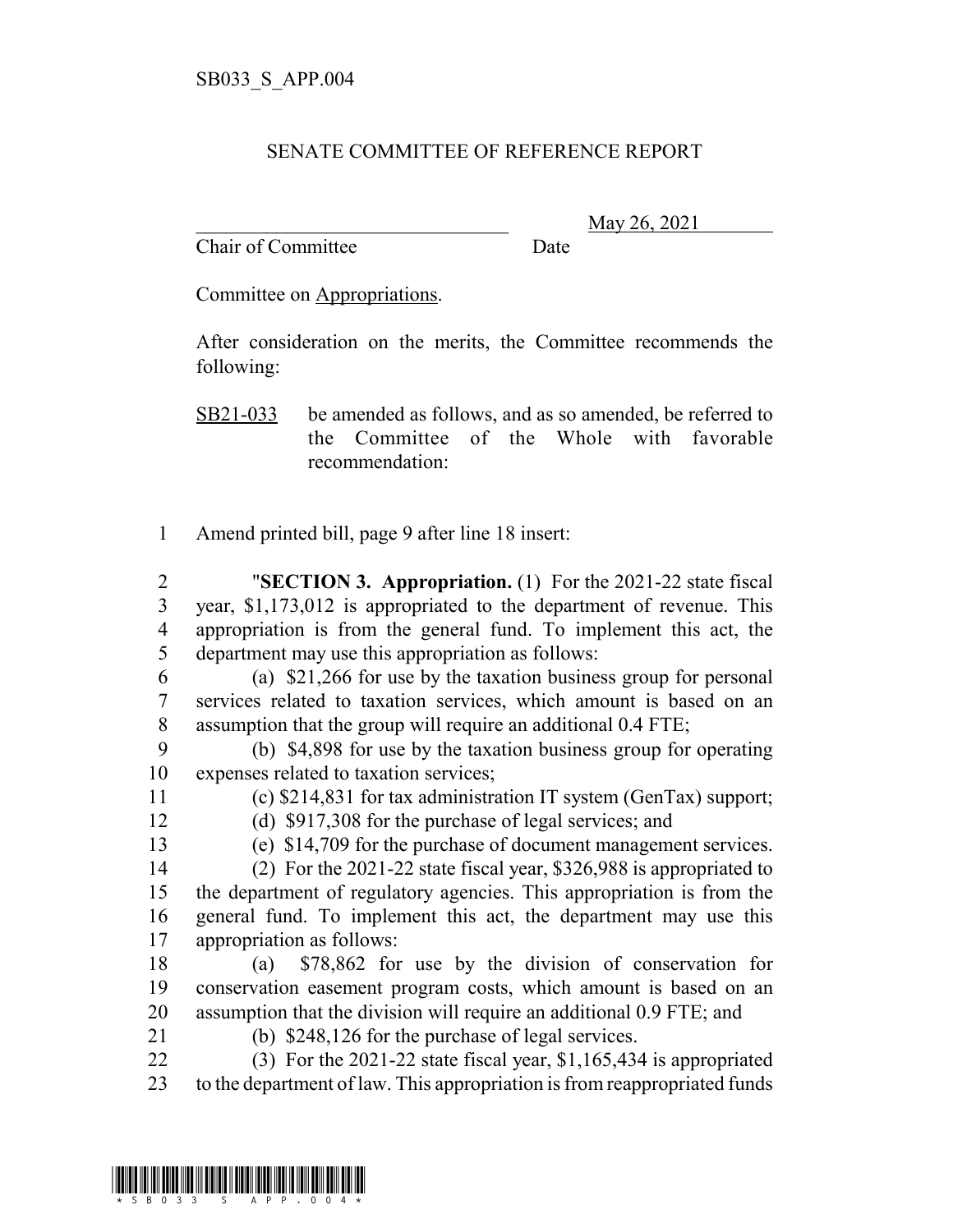SB033_S_APP.004

SENATE COMMITTEE OF REFERENCE REPORT

________________________________ May 26, 2021
Chair of Committee Date

Committee on Appropriations.

After consideration on the merits, the Committee recommends the following:

SB21-033 be amended as follows, and as so amended, be referred to the Committee of the Whole with favorable recommendation:

1 Amend printed bill, page 9 after line 18 insert:

2 "**SECTION 3. Appropriation.** (1) For the 2021-22 state fiscal
3 year, $1,173,012 is appropriated to the department of revenue. This
4 appropriation is from the general fund. To implement this act, the
5 department may use this appropriation as follows:
6 (a) $21,266 for use by the taxation business group for personal
7 services related to taxation services, which amount is based on an
8 assumption that the group will require an additional 0.4 FTE;
9 (b) $4,898 for use by the taxation business group for operating
10 expenses related to taxation services;
11 (c) $214,831 for tax administration IT system (GenTax) support;
12 (d) $917,308 for the purchase of legal services; and
13 (e) $14,709 for the purchase of document management services.
14 (2) For the 2021-22 state fiscal year, $326,988 is appropriated to
15 the department of regulatory agencies. This appropriation is from the
16 general fund. To implement this act, the department may use this
17 appropriation as follows:
18 (a) $78,862 for use by the division of conservation for
19 conservation easement program costs, which amount is based on an
20 assumption that the division will require an additional 0.9 FTE; and
21 (b) $248,126 for the purchase of legal services.
22 (3) For the 2021-22 state fiscal year, $1,165,434 is appropriated
23 to the department of law. This appropriation is from reappropriated funds

*SB033_S_APP.004*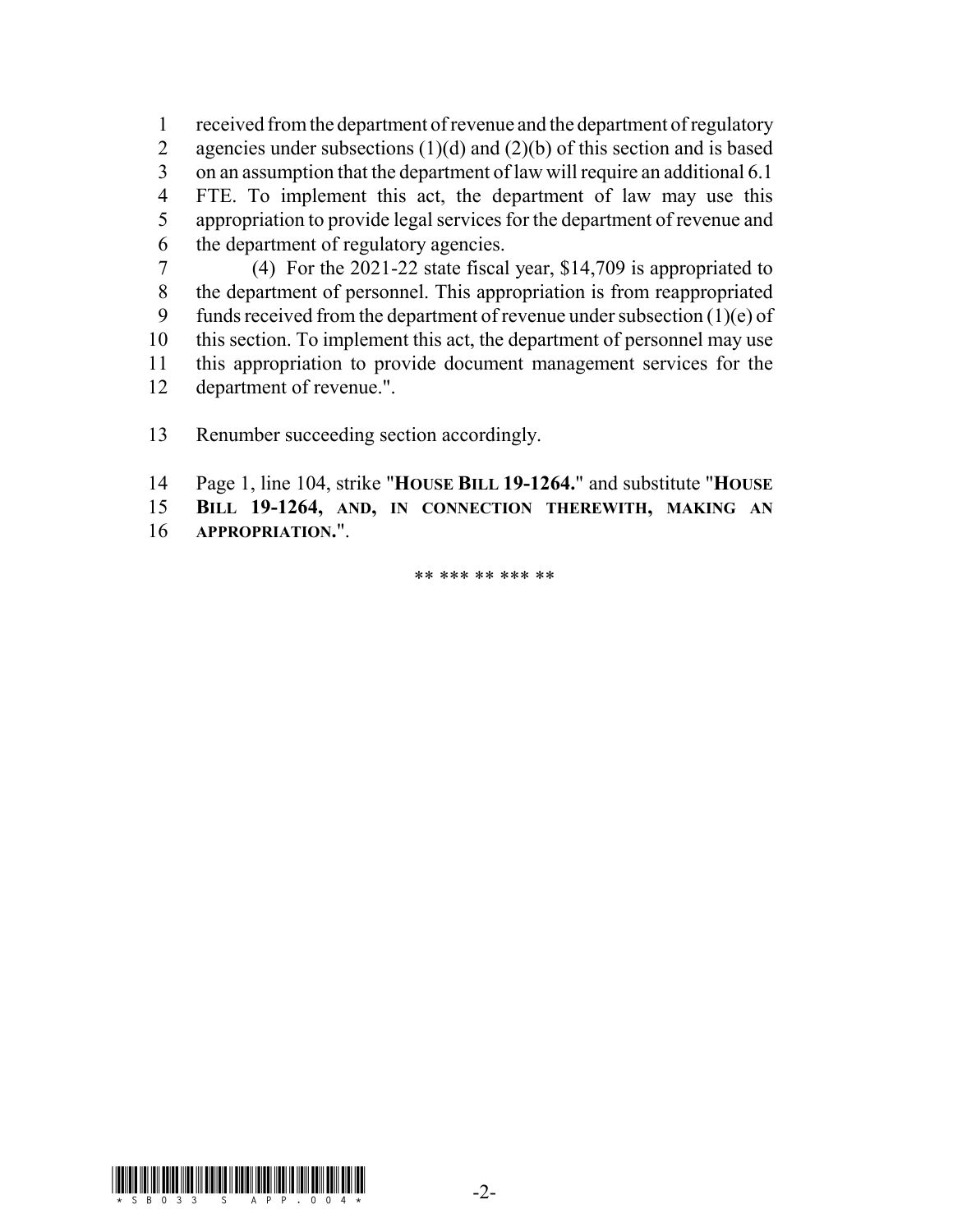received from the department of revenue and the department of regulatory agencies under subsections (1)(d) and (2)(b) of this section and is based on an assumption that the department of law will require an additional 6.1 FTE. To implement this act, the department of law may use this appropriation to provide legal services for the department of revenue and the department of regulatory agencies.

(4) For the 2021-22 state fiscal year, $14,709 is appropriated to the department of personnel. This appropriation is from reappropriated funds received from the department of revenue under subsection (1)(e) of this section. To implement this act, the department of personnel may use this appropriation to provide document management services for the department of revenue.".

Renumber succeeding section accordingly.

Page 1, line 104, strike "**HOUSE BILL 19-1264.**" and substitute "**HOUSE BILL 19-1264, AND, IN CONNECTION THEREWITH, MAKING AN APPROPRIATION.**".

** *** ** *** **